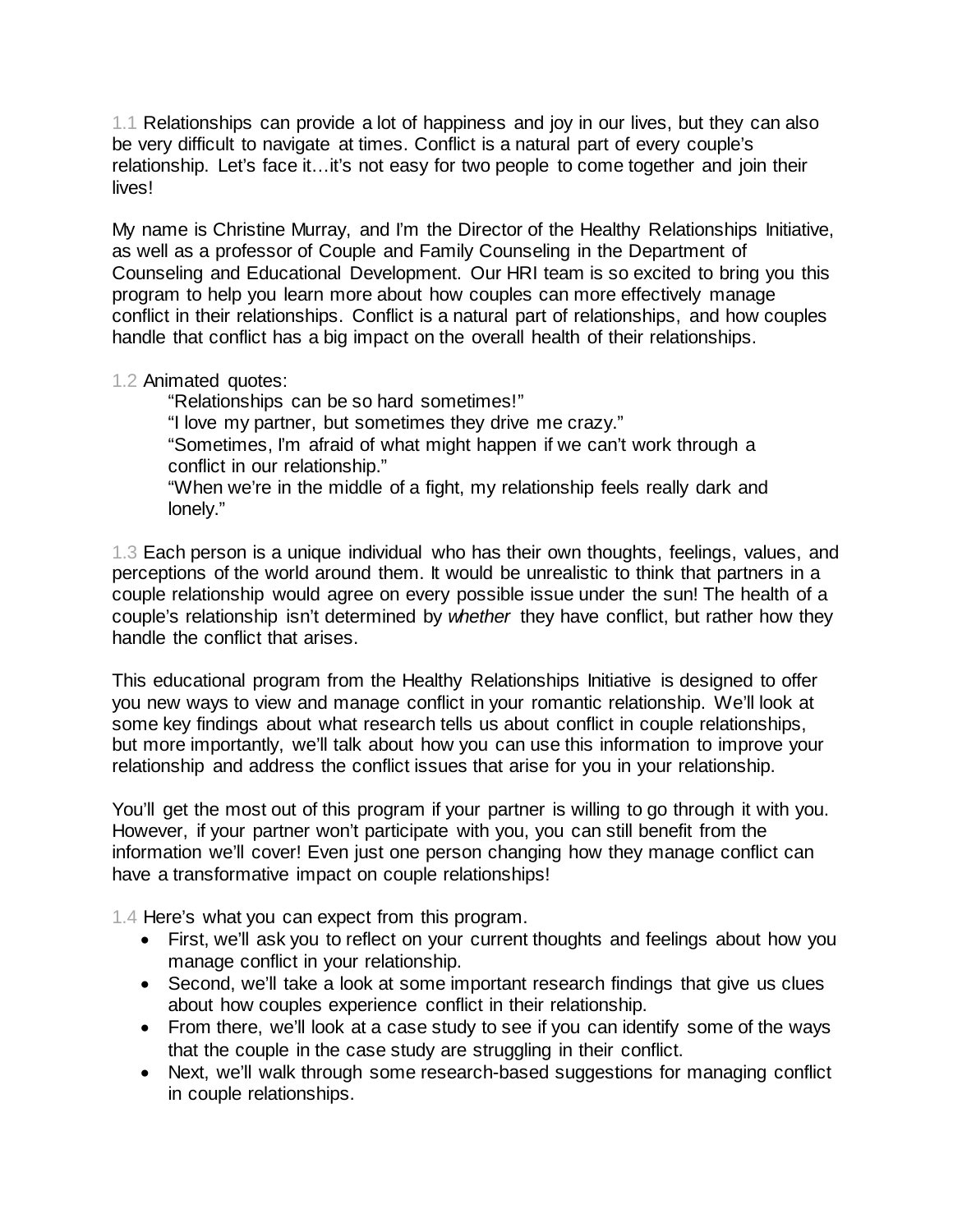1.1 Relationships can provide a lot of happiness and joy in our lives, but they can also be very difficult to navigate at times. Conflict is a natural part of every couple's relationship. Let's face it…it's not easy for two people to come together and join their lives!

My name is Christine Murray, and I'm the Director of the Healthy Relationships Initiative, as well as a professor of Couple and Family Counseling in the Department of Counseling and Educational Development. Our HRI team is so excited to bring you this program to help you learn more about how couples can more effectively manage conflict in their relationships. Conflict is a natural part of relationships, and how couples handle that conflict has a big impact on the overall health of their relationships.

1.2 Animated quotes:

> "Relationships can be so hard sometimes!"
> "I love my partner, but sometimes they drive me crazy."
> "Sometimes, I'm afraid of what might happen if we can't work through a conflict in our relationship."
> "When we're in the middle of a fight, my relationship feels really dark and lonely."

1.3 Each person is a unique individual who has their own thoughts, feelings, values, and perceptions of the world around them. It would be unrealistic to think that partners in a couple relationship would agree on every possible issue under the sun! The health of a couple's relationship isn't determined by *whether* they have conflict, but rather how they handle the conflict that arises.

This educational program from the Healthy Relationships Initiative is designed to offer you new ways to view and manage conflict in your romantic relationship. We'll look at some key findings about what research tells us about conflict in couple relationships, but more importantly, we'll talk about how you can use this information to improve your relationship and address the conflict issues that arise for you in your relationship.

You'll get the most out of this program if your partner is willing to go through it with you. However, if your partner won't participate with you, you can still benefit from the information we'll cover! Even just one person changing how they manage conflict can have a transformative impact on couple relationships!

1.4 Here's what you can expect from this program.

- First, we'll ask you to reflect on your current thoughts and feelings about how you manage conflict in your relationship.
- Second, we'll take a look at some important research findings that give us clues about how couples experience conflict in their relationship.
- From there, we'll look at a case study to see if you can identify some of the ways that the couple in the case study are struggling in their conflict.
- Next, we'll walk through some research-based suggestions for managing conflict in couple relationships.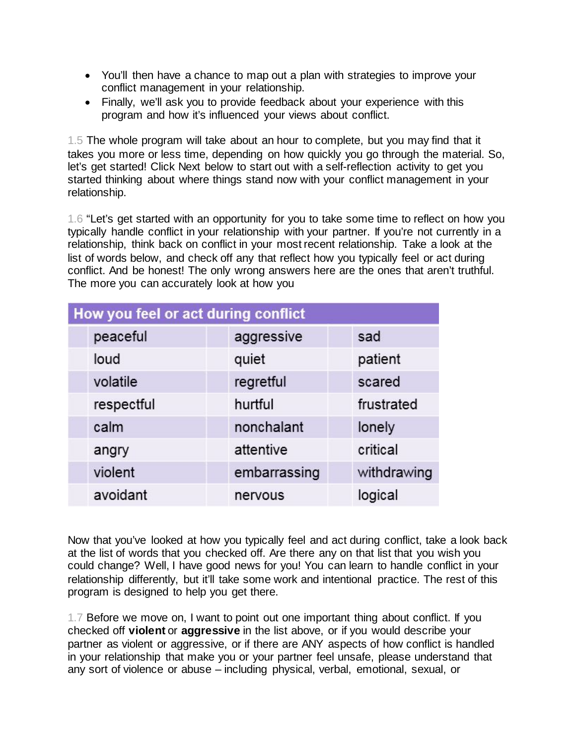- You'll then have a chance to map out a plan with strategies to improve your conflict management in your relationship.
- Finally, we'll ask you to provide feedback about your experience with this program and how it's influenced your views about conflict.

1.5 The whole program will take about an hour to complete, but you may find that it takes you more or less time, depending on how quickly you go through the material. So, let's get started! Click Next below to start out with a self-reflection activity to get you started thinking about where things stand now with your conflict management in your relationship.

1.6 "Let's get started with an opportunity for you to take some time to reflect on how you typically handle conflict in your relationship with your partner. If you're not currently in a relationship, think back on conflict in your most recent relationship. Take a look at the list of words below, and check off any that reflect how you typically feel or act during conflict. And be honest! The only wrong answers here are the ones that aren't truthful. The more you can accurately look at how you

| How you feel or act during conflict | | | | | |
|---|---|---|---|---|---|
| | peaceful | | aggressive | | sad |
| | loud | | quiet | | patient |
| | volatile | | regretful | | scared |
| | respectful | | hurtful | | frustrated |
| | calm | | nonchalant | | lonely |
| | angry | | attentive | | critical |
| | violent | | embarrassing | | withdrawing |
| | avoidant | | nervous | | logical |

Now that you've looked at how you typically feel and act during conflict, take a look back at the list of words that you checked off. Are there any on that list that you wish you could change? Well, I have good news for you! You can learn to handle conflict in your relationship differently, but it'll take some work and intentional practice. The rest of this program is designed to help you get there.

1.7 Before we move on, I want to point out one important thing about conflict. If you checked off **violent** or **aggressive** in the list above, or if you would describe your partner as violent or aggressive, or if there are ANY aspects of how conflict is handled in your relationship that make you or your partner feel unsafe, please understand that any sort of violence or abuse – including physical, verbal, emotional, sexual, or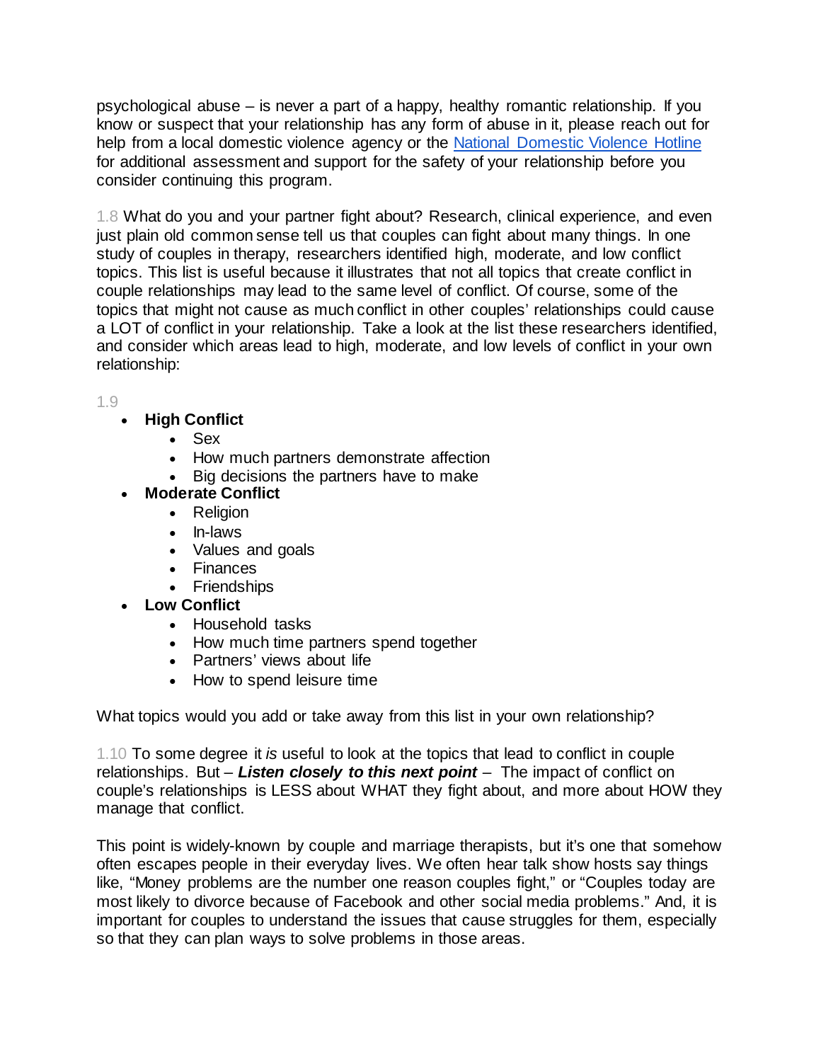psychological abuse – is never a part of a happy, healthy romantic relationship. If you know or suspect that your relationship has any form of abuse in it, please reach out for help from a local domestic violence agency or the [National Domestic Violence Hotline](#) for additional assessment and support for the safety of your relationship before you consider continuing this program.

1.8 What do you and your partner fight about? Research, clinical experience, and even just plain old common sense tell us that couples can fight about many things. In one study of couples in therapy, researchers identified high, moderate, and low conflict topics. This list is useful because it illustrates that not all topics that create conflict in couple relationships may lead to the same level of conflict. Of course, some of the topics that might not cause as much conflict in other couples' relationships could cause a LOT of conflict in your relationship. Take a look at the list these researchers identified, and consider which areas lead to high, moderate, and low levels of conflict in your own relationship:

1.9

- **High Conflict**
  - Sex
  - How much partners demonstrate affection
  - Big decisions the partners have to make
- **Moderate Conflict**
  - Religion
  - In-laws
  - Values and goals
  - Finances
  - Friendships
- **Low Conflict**
  - Household tasks
  - How much time partners spend together
  - Partners' views about life
  - How to spend leisure time

What topics would you add or take away from this list in your own relationship?

1.10 To some degree it *is* useful to look at the topics that lead to conflict in couple relationships. But – ***Listen closely to this next point*** – The impact of conflict on couple's relationships is LESS about WHAT they fight about, and more about HOW they manage that conflict.

This point is widely-known by couple and marriage therapists, but it's one that somehow often escapes people in their everyday lives. We often hear talk show hosts say things like, "Money problems are the number one reason couples fight," or "Couples today are most likely to divorce because of Facebook and other social media problems." And, it is important for couples to understand the issues that cause struggles for them, especially so that they can plan ways to solve problems in those areas.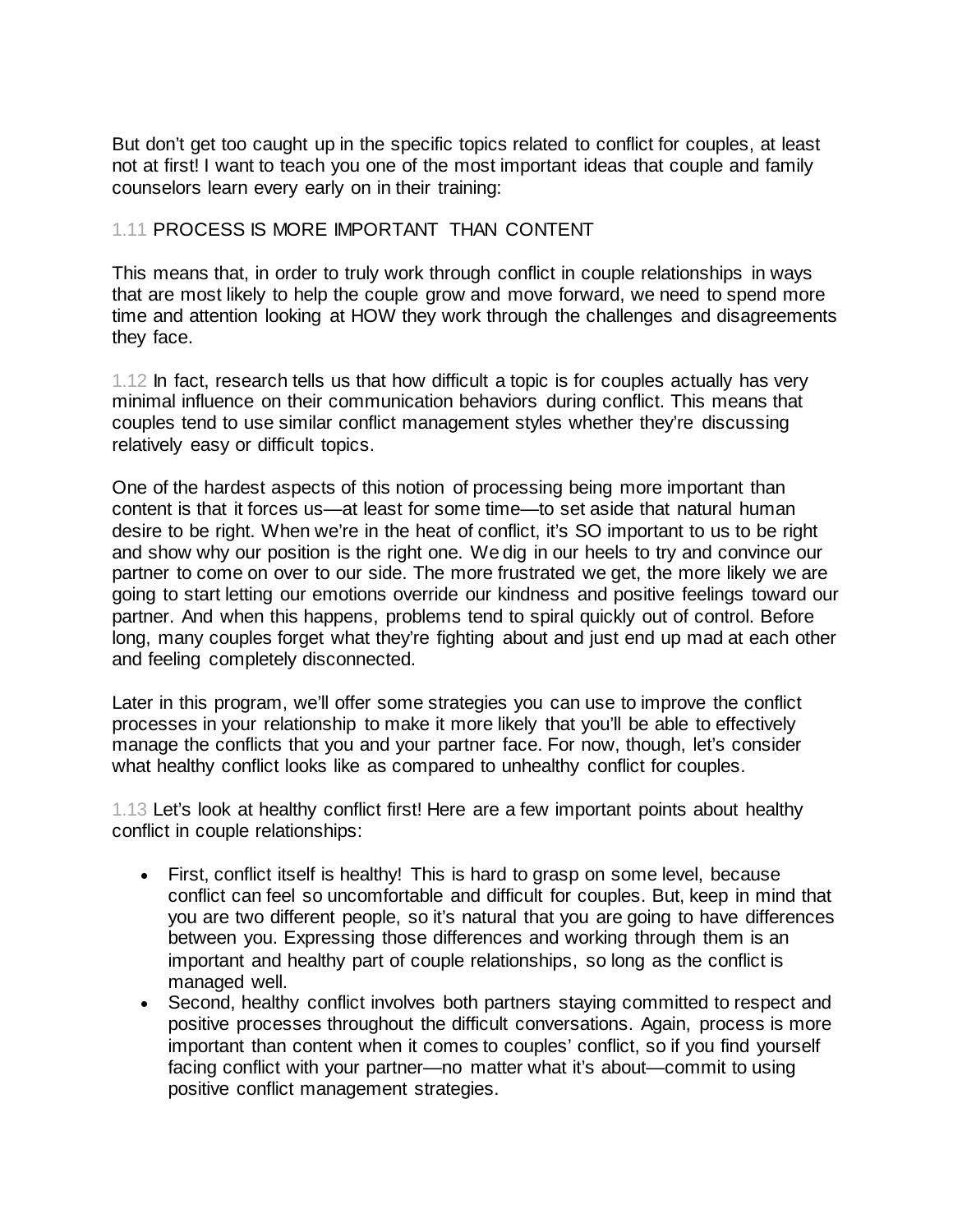But don't get too caught up in the specific topics related to conflict for couples, at least not at first! I want to teach you one of the most important ideas that couple and family counselors learn every early on in their training:

## 1.11 PROCESS IS MORE IMPORTANT THAN CONTENT

This means that, in order to truly work through conflict in couple relationships in ways that are most likely to help the couple grow and move forward, we need to spend more time and attention looking at HOW they work through the challenges and disagreements they face.

1.12 In fact, research tells us that how difficult a topic is for couples actually has very minimal influence on their communication behaviors during conflict. This means that couples tend to use similar conflict management styles whether they're discussing relatively easy or difficult topics.

One of the hardest aspects of this notion of processing being more important than content is that it forces us—at least for some time—to set aside that natural human desire to be right. When we're in the heat of conflict, it's SO important to us to be right and show why our position is the right one. We dig in our heels to try and convince our partner to come on over to our side. The more frustrated we get, the more likely we are going to start letting our emotions override our kindness and positive feelings toward our partner. And when this happens, problems tend to spiral quickly out of control. Before long, many couples forget what they're fighting about and just end up mad at each other and feeling completely disconnected.

Later in this program, we'll offer some strategies you can use to improve the conflict processes in your relationship to make it more likely that you'll be able to effectively manage the conflicts that you and your partner face. For now, though, let's consider what healthy conflict looks like as compared to unhealthy conflict for couples.

1.13 Let's look at healthy conflict first! Here are a few important points about healthy conflict in couple relationships:

- First, conflict itself is healthy! This is hard to grasp on some level, because conflict can feel so uncomfortable and difficult for couples. But, keep in mind that you are two different people, so it's natural that you are going to have differences between you. Expressing those differences and working through them is an important and healthy part of couple relationships, so long as the conflict is managed well.
- Second, healthy conflict involves both partners staying committed to respect and positive processes throughout the difficult conversations. Again, process is more important than content when it comes to couples' conflict, so if you find yourself facing conflict with your partner—no matter what it's about—commit to using positive conflict management strategies.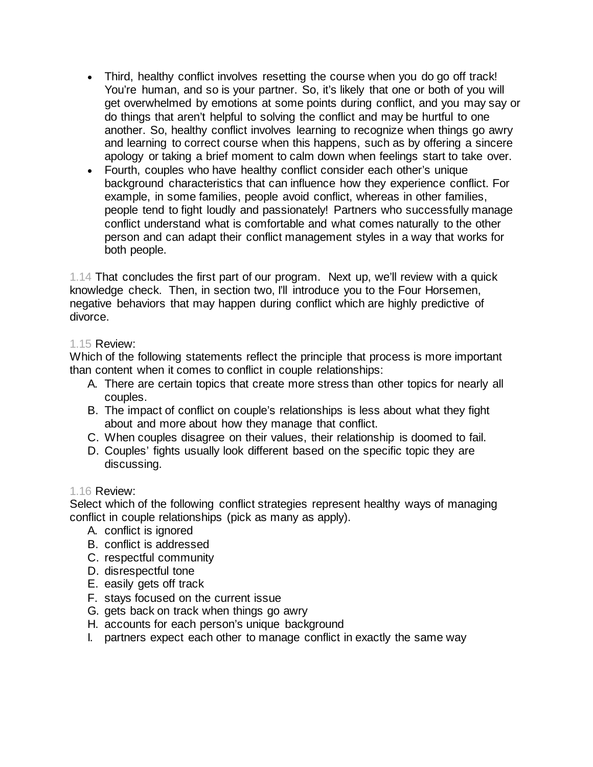- Third, healthy conflict involves resetting the course when you do go off track! You're human, and so is your partner. So, it's likely that one or both of you will get overwhelmed by emotions at some points during conflict, and you may say or do things that aren't helpful to solving the conflict and may be hurtful to one another. So, healthy conflict involves learning to recognize when things go awry and learning to correct course when this happens, such as by offering a sincere apology or taking a brief moment to calm down when feelings start to take over.
- Fourth, couples who have healthy conflict consider each other's unique background characteristics that can influence how they experience conflict. For example, in some families, people avoid conflict, whereas in other families, people tend to fight loudly and passionately! Partners who successfully manage conflict understand what is comfortable and what comes naturally to the other person and can adapt their conflict management styles in a way that works for both people.

1.14 That concludes the first part of our program. Next up, we'll review with a quick knowledge check. Then, in section two, I'll introduce you to the Four Horsemen, negative behaviors that may happen during conflict which are highly predictive of divorce.

1.15 Review:
Which of the following statements reflect the principle that process is more important than content when it comes to conflict in couple relationships:

A. There are certain topics that create more stress than other topics for nearly all couples.
B. The impact of conflict on couple's relationships is less about what they fight about and more about how they manage that conflict.
C. When couples disagree on their values, their relationship is doomed to fail.
D. Couples' fights usually look different based on the specific topic they are discussing.

1.16 Review:
Select which of the following conflict strategies represent healthy ways of managing conflict in couple relationships (pick as many as apply).

A. conflict is ignored
B. conflict is addressed
C. respectful community
D. disrespectful tone
E. easily gets off track
F. stays focused on the current issue
G. gets back on track when things go awry
H. accounts for each person's unique background
I. partners expect each other to manage conflict in exactly the same way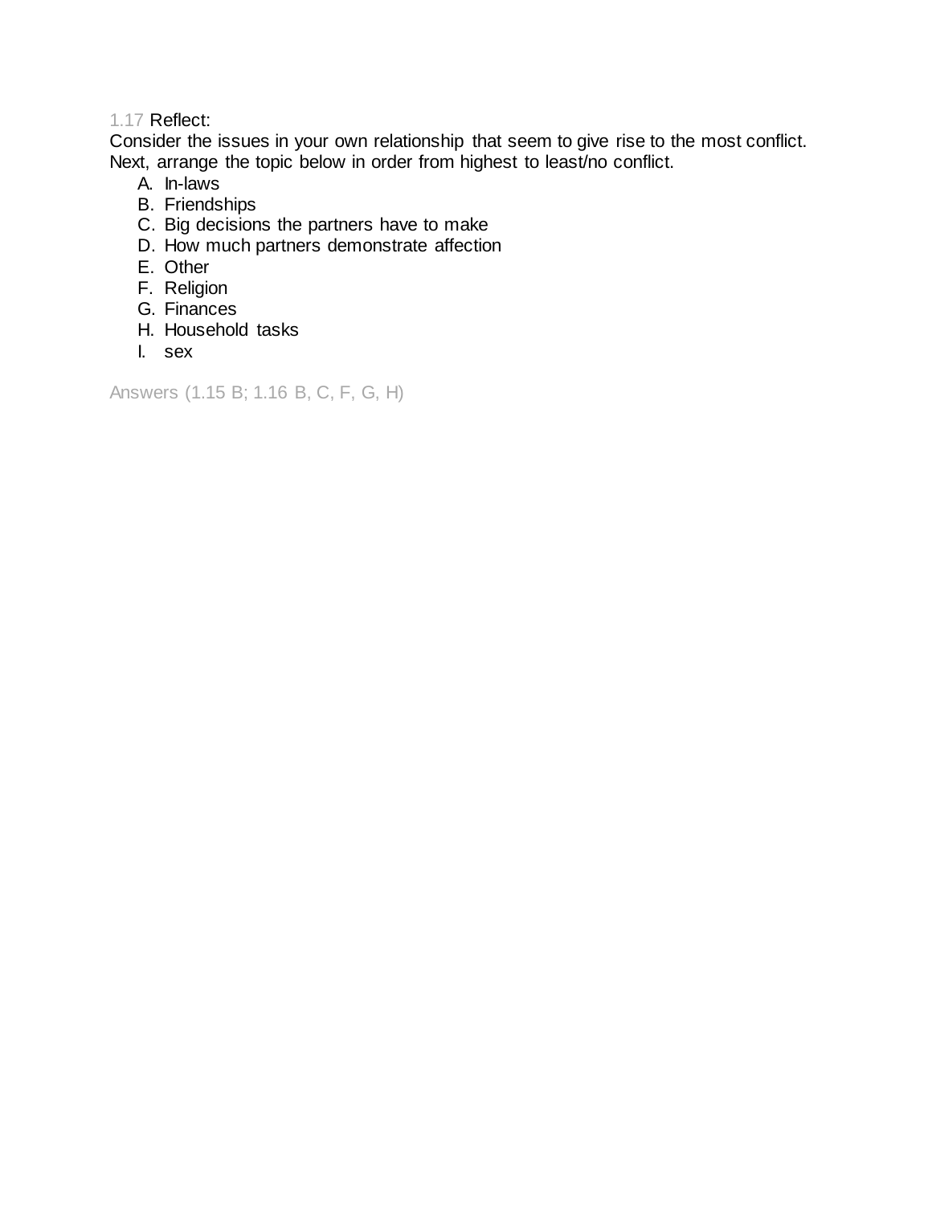1.17 Reflect:

Consider the issues in your own relationship that seem to give rise to the most conflict. Next, arrange the topic below in order from highest to least/no conflict.

A. In-laws
B. Friendships
C. Big decisions the partners have to make
D. How much partners demonstrate affection
E. Other
F. Religion
G. Finances
H. Household tasks
I. sex

Answers (1.15 B; 1.16 B, C, F, G, H)